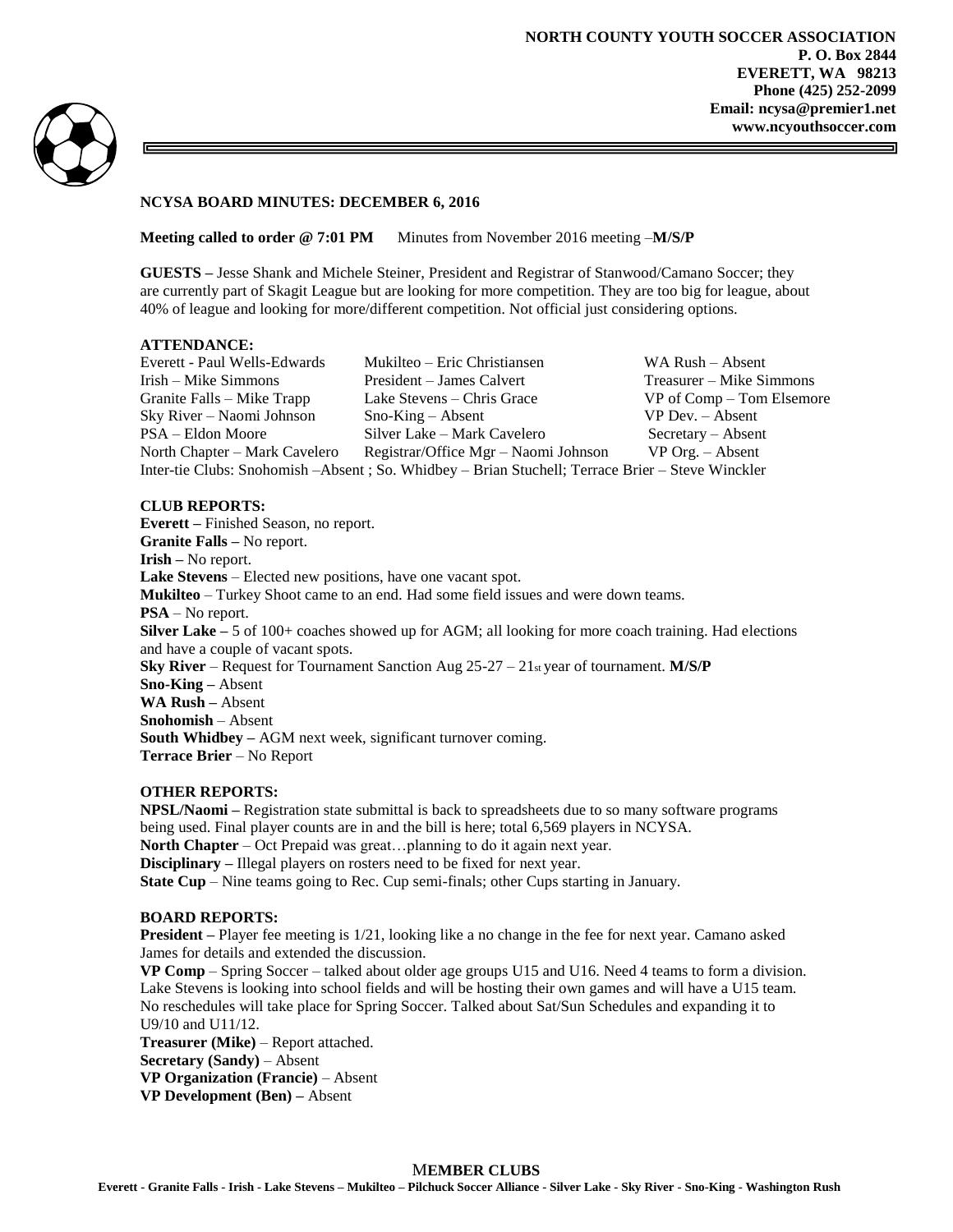**NORTH COUNTY YOUTH SOCCER ASSOCIATION**
**P. O. Box 2844**
**EVERETT, WA 98213**
**Phone (425) 252-2099**
**Email: ncysa@premier1.net**
**www.ncyouthsoccer.com**

**NCYSA BOARD MINUTES: DECEMBER 6, 2016**

**Meeting called to order @ 7:01 PM** Minutes from November 2016 meeting –**M/S/P**

**GUESTS –** Jesse Shank and Michele Steiner, President and Registrar of Stanwood/Camano Soccer; they are currently part of Skagit League but are looking for more competition. They are too big for league, about 40% of league and looking for more/different competition. Not official just considering options.

**ATTENDANCE:**

| | | |
|---|---|---|
| Everett - Paul Wells-Edwards | Mukilteo – Eric Christiansen | WA Rush – Absent |
| Irish – Mike Simmons | President – James Calvert | Treasurer – Mike Simmons |
| Granite Falls – Mike Trapp | Lake Stevens – Chris Grace | VP of Comp – Tom Elsemore |
| Sky River – Naomi Johnson | Sno-King – Absent | VP Dev. – Absent |
| PSA – Eldon Moore | Silver Lake – Mark Cavelero | Secretary – Absent |
| North Chapter – Mark Cavelero | Registrar/Office Mgr – Naomi Johnson | VP Org. – Absent |

Inter-tie Clubs: Snohomish –Absent ; So. Whidbey – Brian Stuchell; Terrace Brier – Steve Winckler

**CLUB REPORTS:**

**Everett –** Finished Season, no report.
**Granite Falls –** No report.
**Irish –** No report.
**Lake Stevens** – Elected new positions, have one vacant spot.
**Mukilteo** – Turkey Shoot came to an end. Had some field issues and were down teams.
**PSA** – No report.
**Silver Lake –** 5 of 100+ coaches showed up for AGM; all looking for more coach training. Had elections and have a couple of vacant spots.
**Sky River** – Request for Tournament Sanction Aug 25-27 – 21st year of tournament. **M/S/P**
**Sno-King –** Absent
**WA Rush –** Absent
**Snohomish** – Absent
**South Whidbey –** AGM next week, significant turnover coming.
**Terrace Brier** – No Report

**OTHER REPORTS:**

**NPSL/Naomi –** Registration state submittal is back to spreadsheets due to so many software programs being used. Final player counts are in and the bill is here; total 6,569 players in NCYSA.
**North Chapter** – Oct Prepaid was great…planning to do it again next year.
**Disciplinary –** Illegal players on rosters need to be fixed for next year.
**State Cup** – Nine teams going to Rec. Cup semi-finals; other Cups starting in January.

**BOARD REPORTS:**

**President –** Player fee meeting is 1/21, looking like a no change in the fee for next year. Camano asked James for details and extended the discussion.
**VP Comp** – Spring Soccer – talked about older age groups U15 and U16. Need 4 teams to form a division. Lake Stevens is looking into school fields and will be hosting their own games and will have a U15 team. No reschedules will take place for Spring Soccer. Talked about Sat/Sun Schedules and expanding it to U9/10 and U11/12.
**Treasurer (Mike)** – Report attached.
**Secretary (Sandy)** – Absent
**VP Organization (Francie)** – Absent
**VP Development (Ben) –** Absent

**MEMBER CLUBS**
**Everett - Granite Falls - Irish - Lake Stevens – Mukilteo – Pilchuck Soccer Alliance - Silver Lake - Sky River - Sno-King - Washington Rush**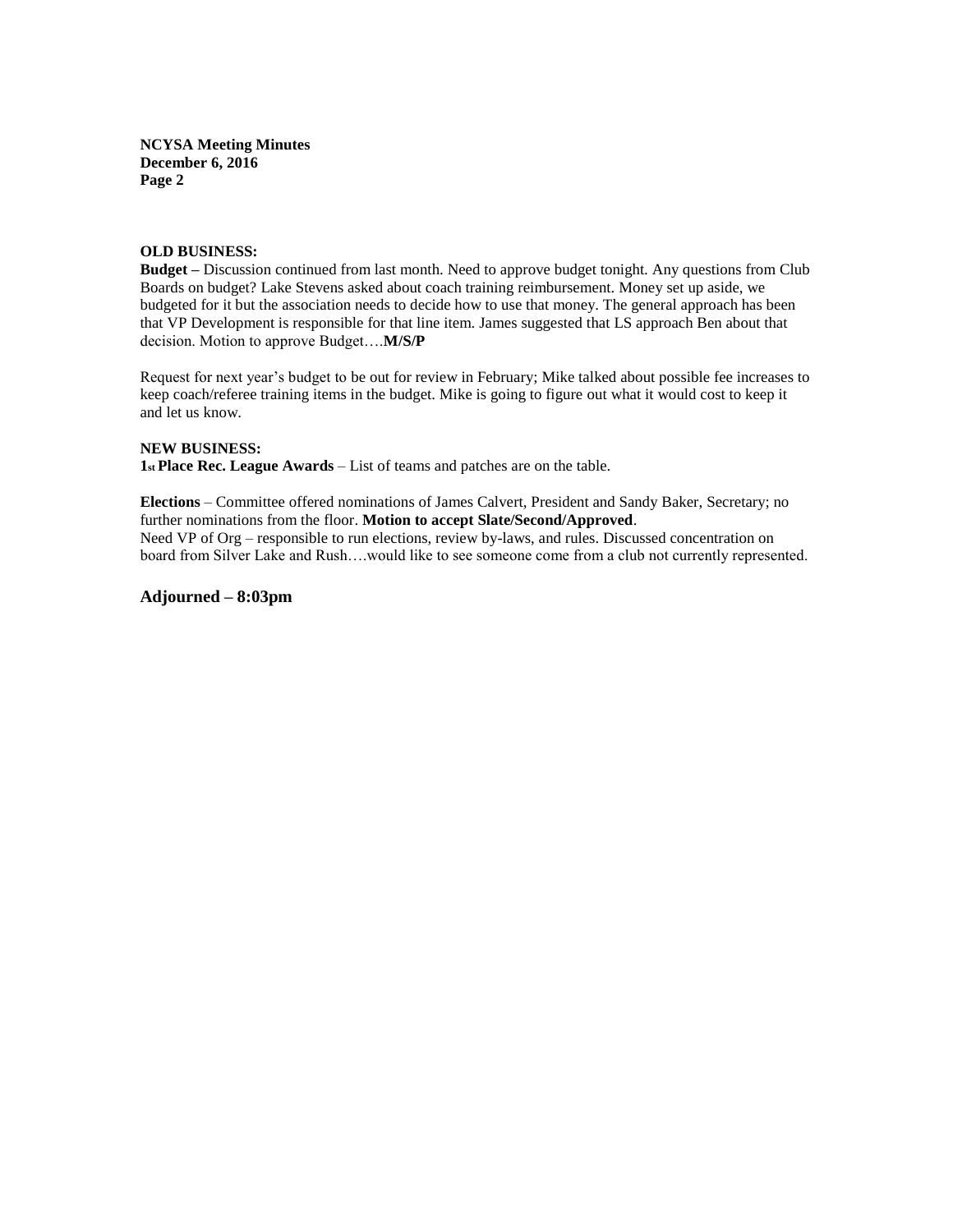**OLD BUSINESS:**

**Budget –** Discussion continued from last month. Need to approve budget tonight. Any questions from Club Boards on budget? Lake Stevens asked about coach training reimbursement. Money set up aside, we budgeted for it but the association needs to decide how to use that money. The general approach has been that VP Development is responsible for that line item. James suggested that LS approach Ben about that decision. Motion to approve Budget….**M/S/P**

Request for next year's budget to be out for review in February; Mike talked about possible fee increases to keep coach/referee training items in the budget. Mike is going to figure out what it would cost to keep it and let us know.

**NEW BUSINESS:**

**1st Place Rec. League Awards** – List of teams and patches are on the table.

**Elections** – Committee offered nominations of James Calvert, President and Sandy Baker, Secretary; no further nominations from the floor. **Motion to accept Slate/Second/Approved**.

Need VP of Org – responsible to run elections, review by-laws, and rules. Discussed concentration on board from Silver Lake and Rush….would like to see someone come from a club not currently represented.

**Adjourned – 8:03pm**